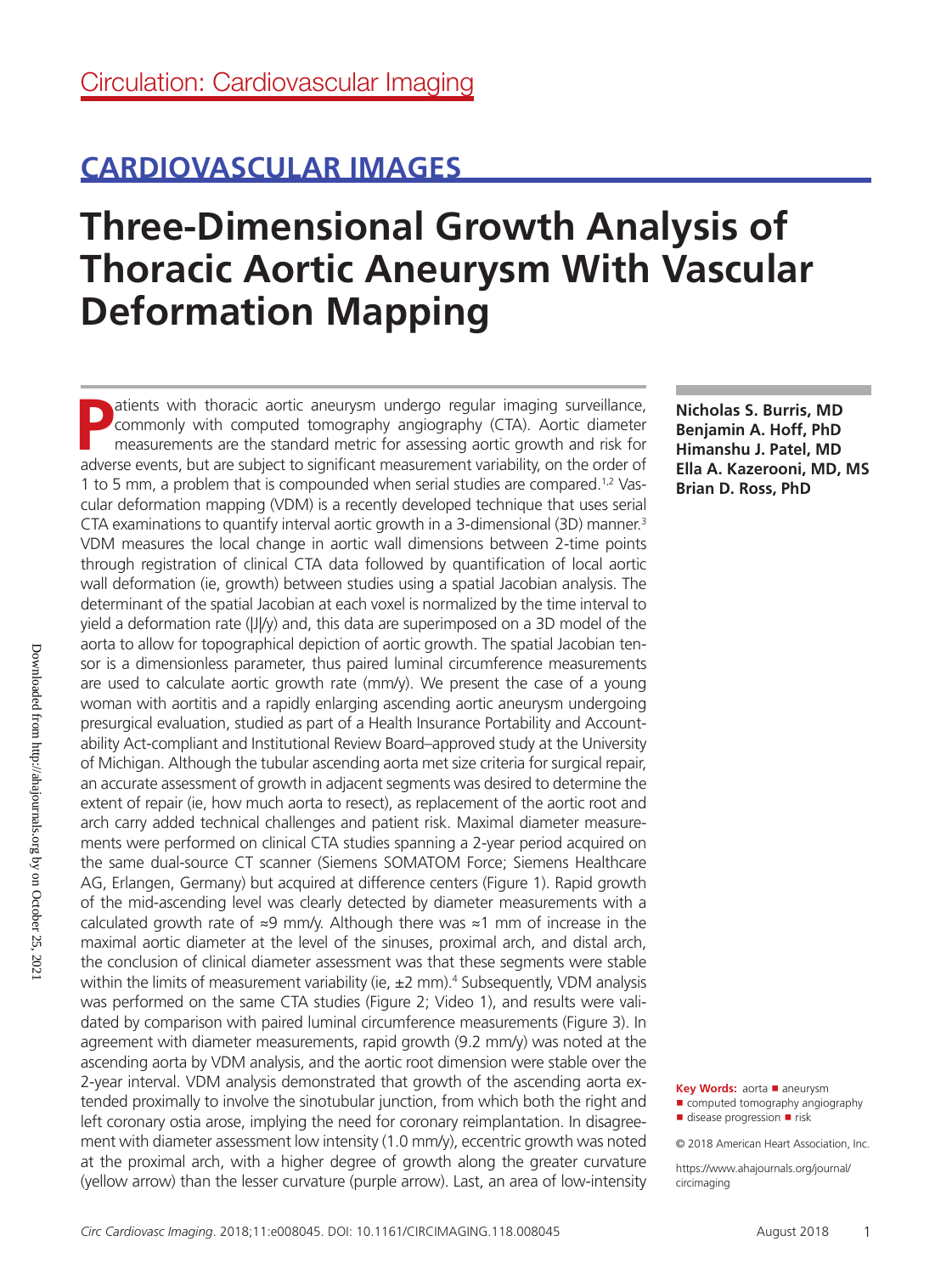Circulation: Cardiovascular Imaging

## CARDIOVASCULAR IMAGES

# Three-Dimensional Growth Analysis of Thoracic Aortic Aneurysm With Vascular Deformation Mapping

**Nicholas S. Burris, MD**
**Benjamin A. Hoff, PhD**
**Himanshu J. Patel, MD**
**Ella A. Kazerooni, MD, MS**
**Brian D. Ross, PhD**

Patients with thoracic aortic aneurysm undergo regular imaging surveillance, commonly with computed tomography angiography (CTA). Aortic diameter measurements are the standard metric for assessing aortic growth and risk for adverse events, but are subject to significant measurement variability, on the order of 1 to 5 mm, a problem that is compounded when serial studies are compared.[1,2] Vascular deformation mapping (VDM) is a recently developed technique that uses serial CTA examinations to quantify interval aortic growth in a 3-dimensional (3D) manner.[3] VDM measures the local change in aortic wall dimensions between 2-time points through registration of clinical CTA data followed by quantification of local aortic wall deformation (ie, growth) between studies using a spatial Jacobian analysis. The determinant of the spatial Jacobian at each voxel is normalized by the time interval to yield a deformation rate (|J|/y) and, this data are superimposed on a 3D model of the aorta to allow for topographical depiction of aortic growth. The spatial Jacobian tensor is a dimensionless parameter, thus paired luminal circumference measurements are used to calculate aortic growth rate (mm/y). We present the case of a young woman with aortitis and a rapidly enlarging ascending aortic aneurysm undergoing presurgical evaluation, studied as part of a Health Insurance Portability and Accountability Act-compliant and Institutional Review Board–approved study at the University of Michigan. Although the tubular ascending aorta met size criteria for surgical repair, an accurate assessment of growth in adjacent segments was desired to determine the extent of repair (ie, how much aorta to resect), as replacement of the aortic root and arch carry added technical challenges and patient risk. Maximal diameter measurements were performed on clinical CTA studies spanning a 2-year period acquired on the same dual-source CT scanner (Siemens SOMATOM Force; Siemens Healthcare AG, Erlangen, Germany) but acquired at difference centers (Figure 1). Rapid growth of the mid-ascending level was clearly detected by diameter measurements with a calculated growth rate of ≈9 mm/y. Although there was ≈1 mm of increase in the maximal aortic diameter at the level of the sinuses, proximal arch, and distal arch, the conclusion of clinical diameter assessment was that these segments were stable within the limits of measurement variability (ie, ±2 mm).[4] Subsequently, VDM analysis was performed on the same CTA studies (Figure 2; Video 1), and results were validated by comparison with paired luminal circumference measurements (Figure 3). In agreement with diameter measurements, rapid growth (9.2 mm/y) was noted at the ascending aorta by VDM analysis, and the aortic root dimension were stable over the 2-year interval. VDM analysis demonstrated that growth of the ascending aorta extended proximally to involve the sinotubular junction, from which both the right and left coronary ostia arose, implying the need for coronary reimplantation. In disagreement with diameter assessment low intensity (1.0 mm/y), eccentric growth was noted at the proximal arch, with a higher degree of growth along the greater curvature (yellow arrow) than the lesser curvature (purple arrow). Last, an area of low-intensity

**Key Words:** aorta ■ aneurysm ■ computed tomography angiography ■ disease progression ■ risk

© 2018 American Heart Association, Inc.

https://www.ahajournals.org/journal/circimaging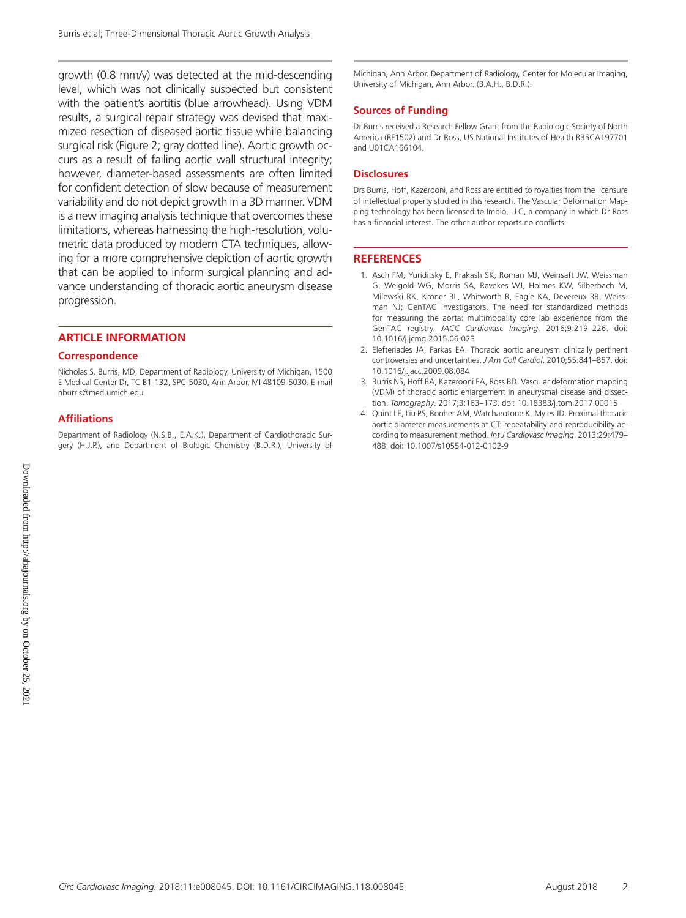growth (0.8 mm/y) was detected at the mid-descending level, which was not clinically suspected but consistent with the patient's aortitis (blue arrowhead). Using VDM results, a surgical repair strategy was devised that maximized resection of diseased aortic tissue while balancing surgical risk (Figure 2; gray dotted line). Aortic growth occurs as a result of failing aortic wall structural integrity; however, diameter-based assessments are often limited for confident detection of slow because of measurement variability and do not depict growth in a 3D manner. VDM is a new imaging analysis technique that overcomes these limitations, whereas harnessing the high-resolution, volumetric data produced by modern CTA techniques, allowing for a more comprehensive depiction of aortic growth that can be applied to inform surgical planning and advance understanding of thoracic aortic aneurysm disease progression.

## ARTICLE INFORMATION

### Correspondence

Nicholas S. Burris, MD, Department of Radiology, University of Michigan, 1500 E Medical Center Dr, TC B1-132, SPC-5030, Ann Arbor, MI 48109-5030. E-mail nburris@med.umich.edu

### Affiliations

Department of Radiology (N.S.B., E.A.K.), Department of Cardiothoracic Surgery (H.J.P.), and Department of Biologic Chemistry (B.D.R.), University of Michigan, Ann Arbor. Department of Radiology, Center for Molecular Imaging, University of Michigan, Ann Arbor. (B.A.H., B.D.R.).

### Sources of Funding

Dr Burris received a Research Fellow Grant from the Radiologic Society of North America (RF1502) and Dr Ross, US National Institutes of Health R35CA197701 and U01CA166104.

### Disclosures

Drs Burris, Hoff, Kazerooni, and Ross are entitled to royalties from the licensure of intellectual property studied in this research. The Vascular Deformation Mapping technology has been licensed to Imbio, LLC, a company in which Dr Ross has a financial interest. The other author reports no conflicts.

## REFERENCES

1. Asch FM, Yuriditsky E, Prakash SK, Roman MJ, Weinsaft JW, Weissman G, Weigold WG, Morris SA, Ravekes WJ, Holmes KW, Silberbach M, Milewski RK, Kroner BL, Whitworth R, Eagle KA, Devereux RB, Weissman NJ; GenTAC Investigators. The need for standardized methods for measuring the aorta: multimodality core lab experience from the GenTAC registry. *JACC Cardiovasc Imaging*. 2016;9:219–226. doi: 10.1016/j.jcmg.2015.06.023
2. Elefteriades JA, Farkas EA. Thoracic aortic aneurysm clinically pertinent controversies and uncertainties. *J Am Coll Cardiol*. 2010;55:841–857. doi: 10.1016/j.jacc.2009.08.084
3. Burris NS, Hoff BA, Kazerooni EA, Ross BD. Vascular deformation mapping (VDM) of thoracic aortic enlargement in aneurysmal disease and dissection. *Tomography*. 2017;3:163–173. doi: 10.18383/j.tom.2017.00015
4. Quint LE, Liu PS, Booher AM, Watcharotone K, Myles JD. Proximal thoracic aortic diameter measurements at CT: repeatability and reproducibility according to measurement method. *Int J Cardiovasc Imaging*. 2013;29:479–488. doi: 10.1007/s10554-012-0102-9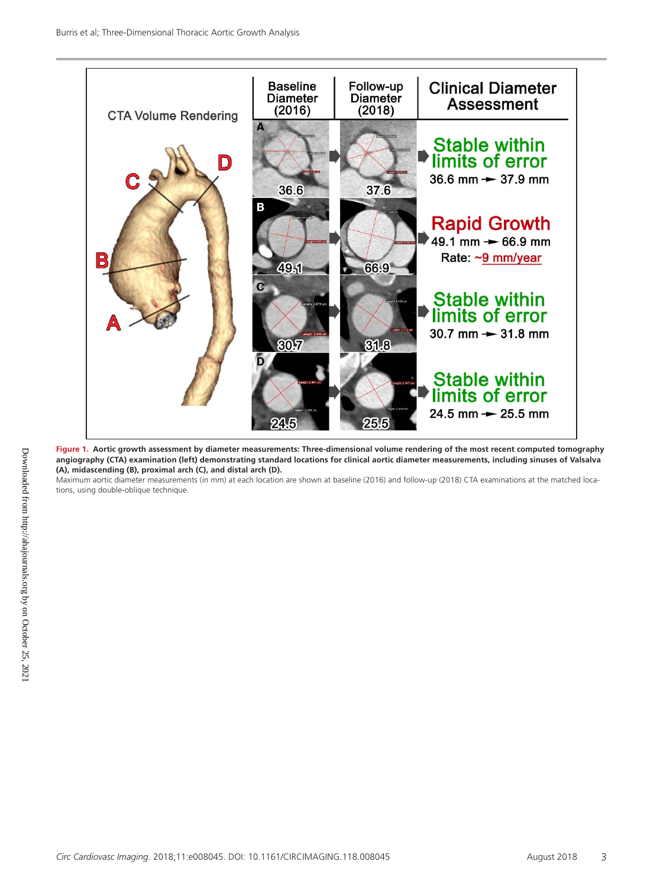**Figure 1. Aortic growth assessment by diameter measurements: Three-dimensional volume rendering of the most recent computed tomography angiography (CTA) examination (left) demonstrating standard locations for clinical aortic diameter measurements, including sinuses of Valsalva (A), midascending (B), proximal arch (C), and distal arch (D).**

Maximum aortic diameter measurements (in mm) at each location are shown at baseline (2016) and follow-up (2018) CTA examinations at the matched locations, using double-oblique technique.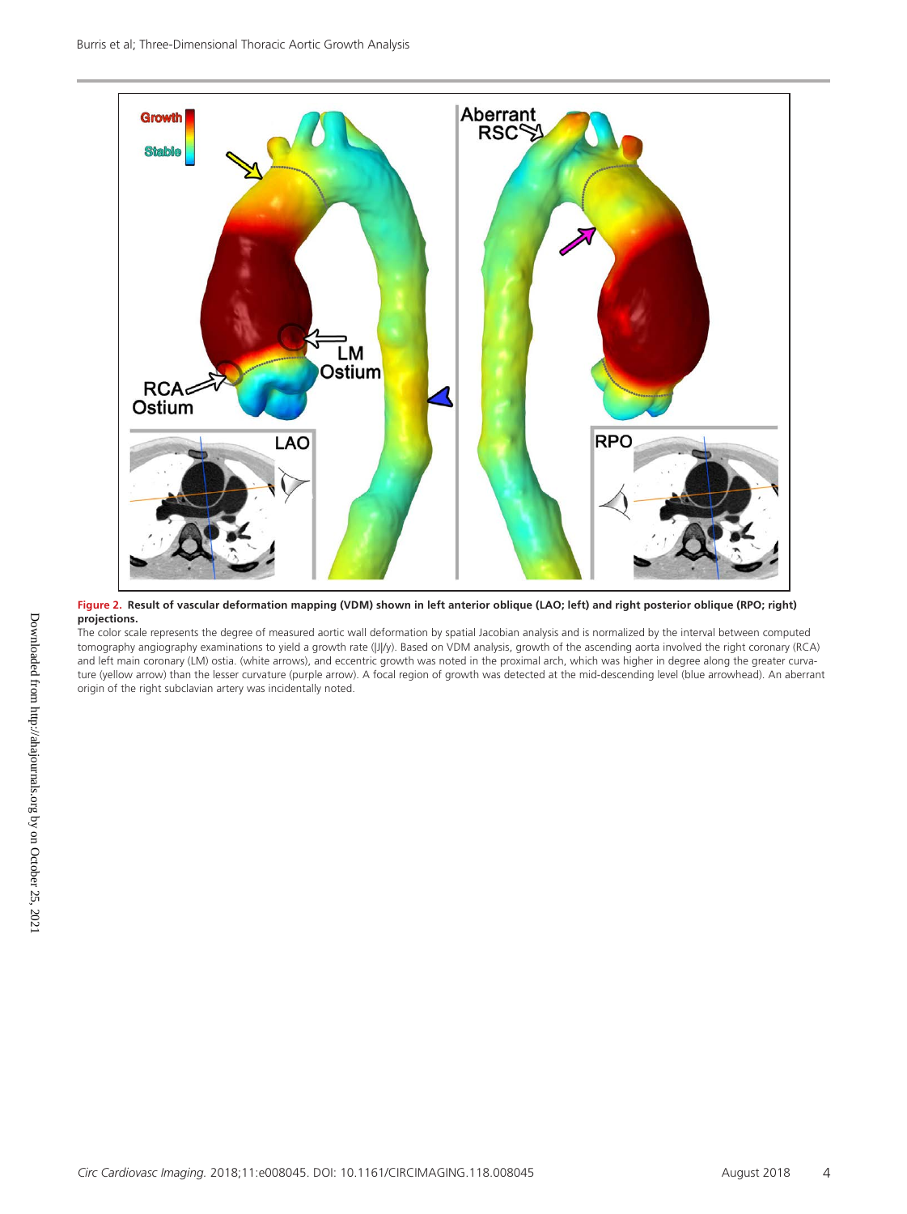**Figure 2. Result of vascular deformation mapping (VDM) shown in left anterior oblique (LAO; left) and right posterior oblique (RPO; right) projections.**

The color scale represents the degree of measured aortic wall deformation by spatial Jacobian analysis and is normalized by the interval between computed tomography angiography examinations to yield a growth rate (|J|/y). Based on VDM analysis, growth of the ascending aorta involved the right coronary (RCA) and left main coronary (LM) ostia. (white arrows), and eccentric growth was noted in the proximal arch, which was higher in degree along the greater curvature (yellow arrow) than the lesser curvature (purple arrow). A focal region of growth was detected at the mid-descending level (blue arrowhead). An aberrant origin of the right subclavian artery was incidentally noted.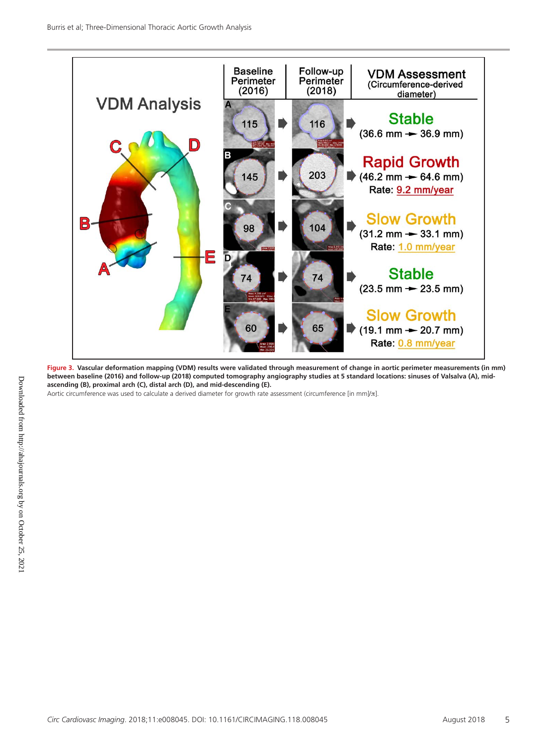VDM Analysis

Baseline Perimeter (2016)

Follow-up Perimeter (2018)

VDM Assessment (Circumference-derived diameter)

A
115
116
Stable
(36.6 mm → 36.9 mm)

B
145
203
Rapid Growth
(46.2 mm → 64.6 mm)
Rate: 9.2 mm/year

C
98
104
Slow Growth
(31.2 mm → 33.1 mm)
Rate: 1.0 mm/year

D
74
74
Stable
(23.5 mm → 23.5 mm)

E
60
65
Slow Growth
(19.1 mm → 20.7 mm)
Rate: 0.8 mm/year

**Figure 3. Vascular deformation mapping (VDM) results were validated through measurement of change in aortic perimeter measurements (in mm) between baseline (2016) and follow-up (2018) computed tomography angiography studies at 5 standard locations: sinuses of Valsalva (A), mid-ascending (B), proximal arch (C), distal arch (D), and mid-descending (E).**

Aortic circumference was used to calculate a derived diameter for growth rate assessment (circumference [in mm]/$\pi$).